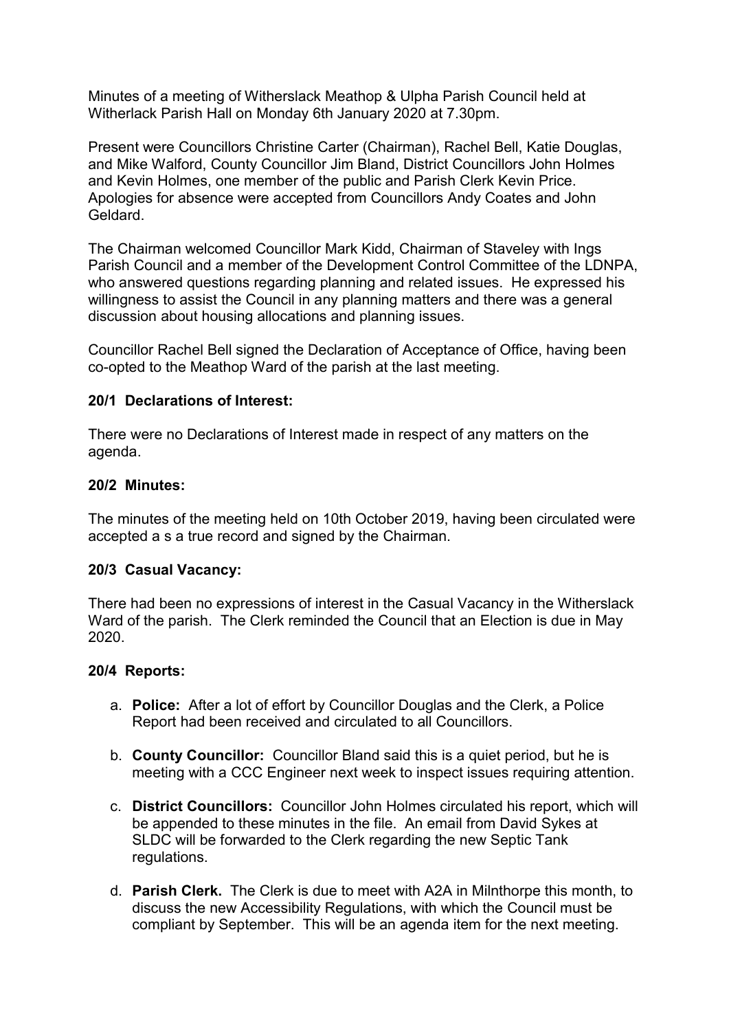Minutes of a meeting of Witherslack Meathop & Ulpha Parish Council held at Witherlack Parish Hall on Monday 6th January 2020 at 7.30pm.

Present were Councillors Christine Carter (Chairman), Rachel Bell, Katie Douglas, and Mike Walford, County Councillor Jim Bland, District Councillors John Holmes and Kevin Holmes, one member of the public and Parish Clerk Kevin Price. Apologies for absence were accepted from Councillors Andy Coates and John Geldard.

The Chairman welcomed Councillor Mark Kidd, Chairman of Staveley with Ings Parish Council and a member of the Development Control Committee of the LDNPA, who answered questions regarding planning and related issues. He expressed his willingness to assist the Council in any planning matters and there was a general discussion about housing allocations and planning issues.

Councillor Rachel Bell signed the Declaration of Acceptance of Office, having been co-opted to the Meathop Ward of the parish at the last meeting.

**20/1 Declarations of Interest:**

There were no Declarations of Interest made in respect of any matters on the agenda.

**20/2 Minutes:**

The minutes of the meeting held on 10th October 2019, having been circulated were accepted a s a true record and signed by the Chairman.

**20/3 Casual Vacancy:**

There had been no expressions of interest in the Casual Vacancy in the Witherslack Ward of the parish. The Clerk reminded the Council that an Election is due in May 2020.

**20/4 Reports:**

a. **Police:** After a lot of effort by Councillor Douglas and the Clerk, a Police Report had been received and circulated to all Councillors.

b. **County Councillor:** Councillor Bland said this is a quiet period, but he is meeting with a CCC Engineer next week to inspect issues requiring attention.

c. **District Councillors:** Councillor John Holmes circulated his report, which will be appended to these minutes in the file. An email from David Sykes at SLDC will be forwarded to the Clerk regarding the new Septic Tank regulations.

d. **Parish Clerk.** The Clerk is due to meet with A2A in Milnthorpe this month, to discuss the new Accessibility Regulations, with which the Council must be compliant by September. This will be an agenda item for the next meeting.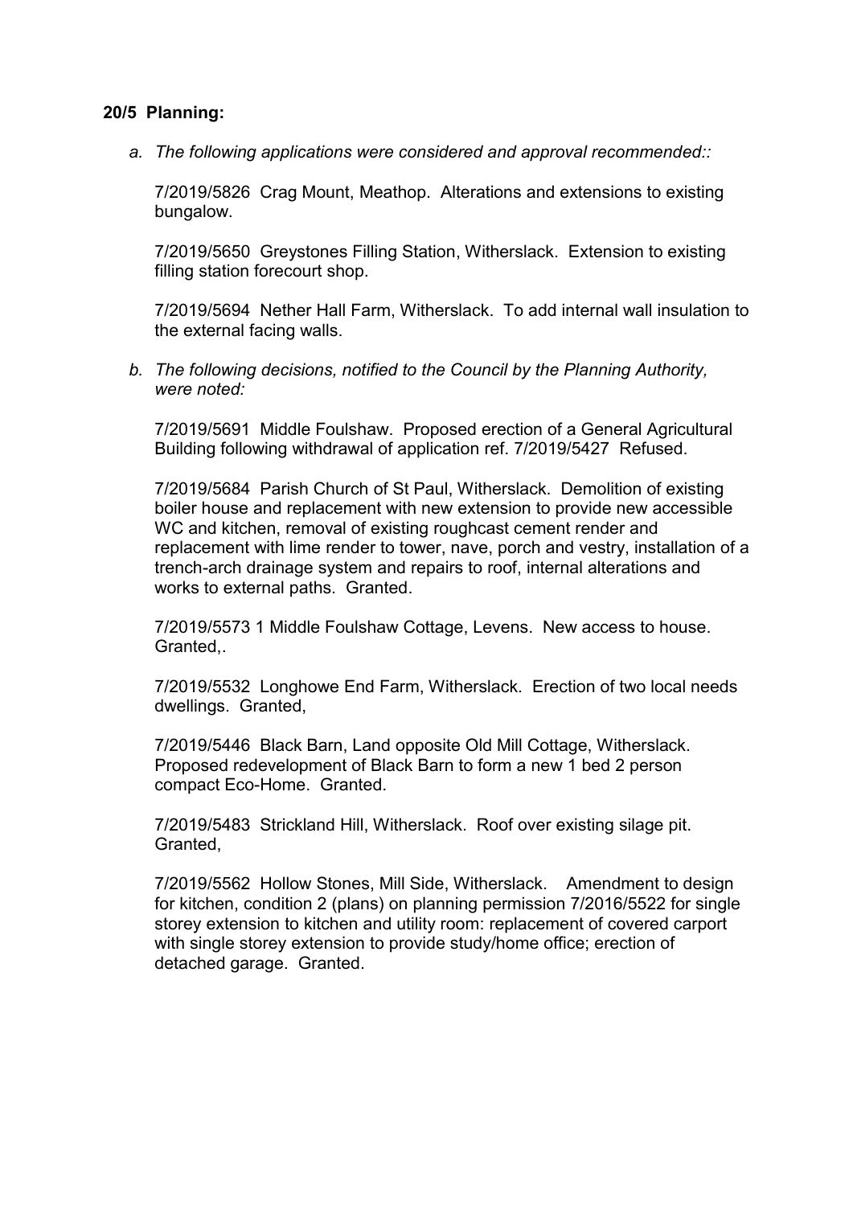**20/5 Planning:**

a. *The following applications were considered and approval recommended::*

   7/2019/5826 Crag Mount, Meathop. Alterations and extensions to existing bungalow.

   7/2019/5650 Greystones Filling Station, Witherslack. Extension to existing filling station forecourt shop.

   7/2019/5694 Nether Hall Farm, Witherslack. To add internal wall insulation to the external facing walls.

b. *The following decisions, notified to the Council by the Planning Authority, were noted:*

   7/2019/5691 Middle Foulshaw. Proposed erection of a General Agricultural Building following withdrawal of application ref. 7/2019/5427 Refused.

   7/2019/5684 Parish Church of St Paul, Witherslack. Demolition of existing boiler house and replacement with new extension to provide new accessible WC and kitchen, removal of existing roughcast cement render and replacement with lime render to tower, nave, porch and vestry, installation of a trench-arch drainage system and repairs to roof, internal alterations and works to external paths. Granted.

   7/2019/5573 1 Middle Foulshaw Cottage, Levens. New access to house. Granted,.

   7/2019/5532 Longhowe End Farm, Witherslack. Erection of two local needs dwellings. Granted,

   7/2019/5446 Black Barn, Land opposite Old Mill Cottage, Witherslack. Proposed redevelopment of Black Barn to form a new 1 bed 2 person compact Eco-Home. Granted.

   7/2019/5483 Strickland Hill, Witherslack. Roof over existing silage pit. Granted,

   7/2019/5562 Hollow Stones, Mill Side, Witherslack. Amendment to design for kitchen, condition 2 (plans) on planning permission 7/2016/5522 for single storey extension to kitchen and utility room: replacement of covered carport with single storey extension to provide study/home office; erection of detached garage. Granted.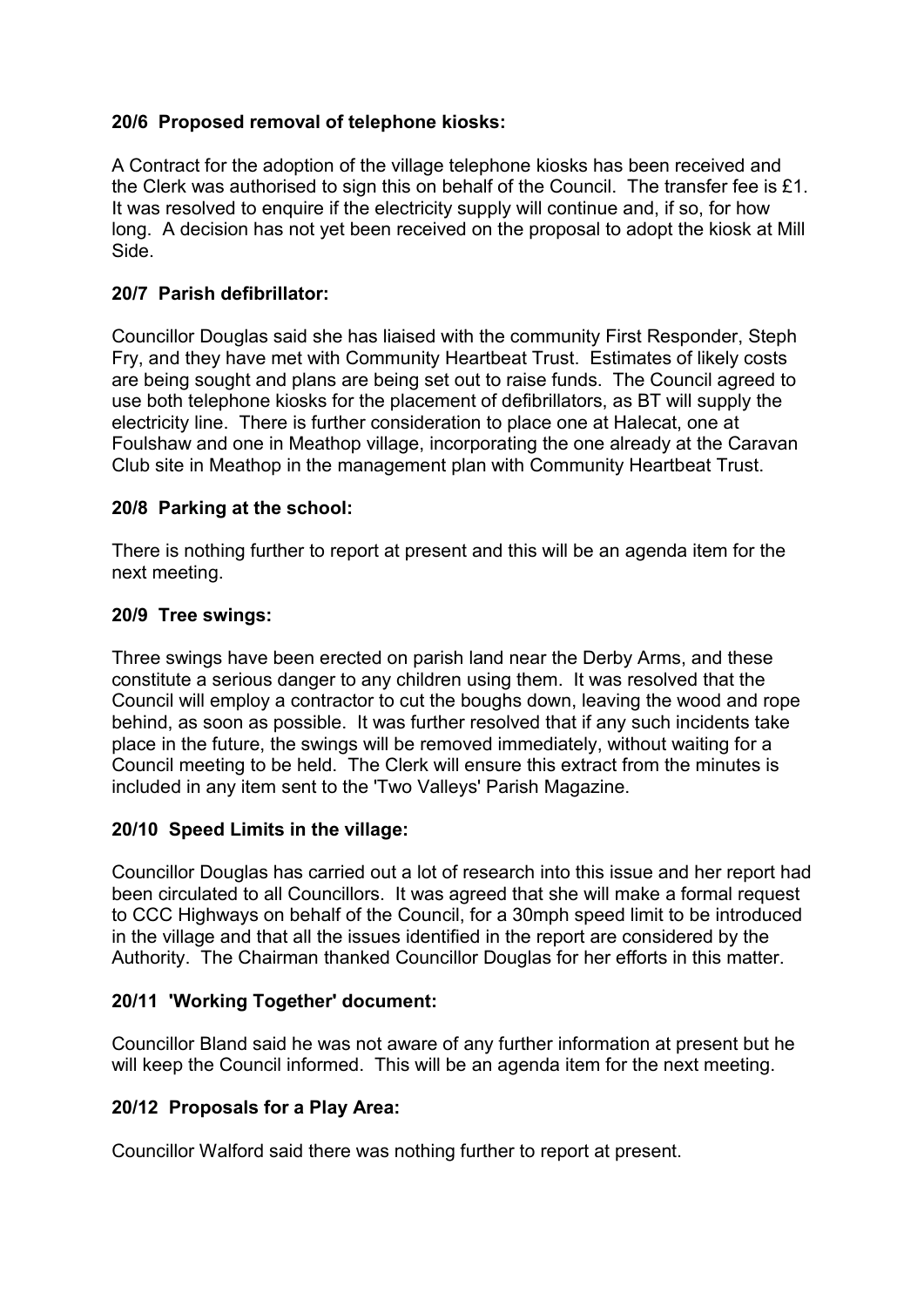**20/6 Proposed removal of telephone kiosks:**

A Contract for the adoption of the village telephone kiosks has been received and the Clerk was authorised to sign this on behalf of the Council. The transfer fee is £1. It was resolved to enquire if the electricity supply will continue and, if so, for how long. A decision has not yet been received on the proposal to adopt the kiosk at Mill Side.

**20/7 Parish defibrillator:**

Councillor Douglas said she has liaised with the community First Responder, Steph Fry, and they have met with Community Heartbeat Trust. Estimates of likely costs are being sought and plans are being set out to raise funds. The Council agreed to use both telephone kiosks for the placement of defibrillators, as BT will supply the electricity line. There is further consideration to place one at Halecat, one at Foulshaw and one in Meathop village, incorporating the one already at the Caravan Club site in Meathop in the management plan with Community Heartbeat Trust.

**20/8 Parking at the school:**

There is nothing further to report at present and this will be an agenda item for the next meeting.

**20/9 Tree swings:**

Three swings have been erected on parish land near the Derby Arms, and these constitute a serious danger to any children using them. It was resolved that the Council will employ a contractor to cut the boughs down, leaving the wood and rope behind, as soon as possible. It was further resolved that if any such incidents take place in the future, the swings will be removed immediately, without waiting for a Council meeting to be held. The Clerk will ensure this extract from the minutes is included in any item sent to the 'Two Valleys' Parish Magazine.

**20/10 Speed Limits in the village:**

Councillor Douglas has carried out a lot of research into this issue and her report had been circulated to all Councillors. It was agreed that she will make a formal request to CCC Highways on behalf of the Council, for a 30mph speed limit to be introduced in the village and that all the issues identified in the report are considered by the Authority. The Chairman thanked Councillor Douglas for her efforts in this matter.

**20/11 'Working Together' document:**

Councillor Bland said he was not aware of any further information at present but he will keep the Council informed. This will be an agenda item for the next meeting.

**20/12 Proposals for a Play Area:**

Councillor Walford said there was nothing further to report at present.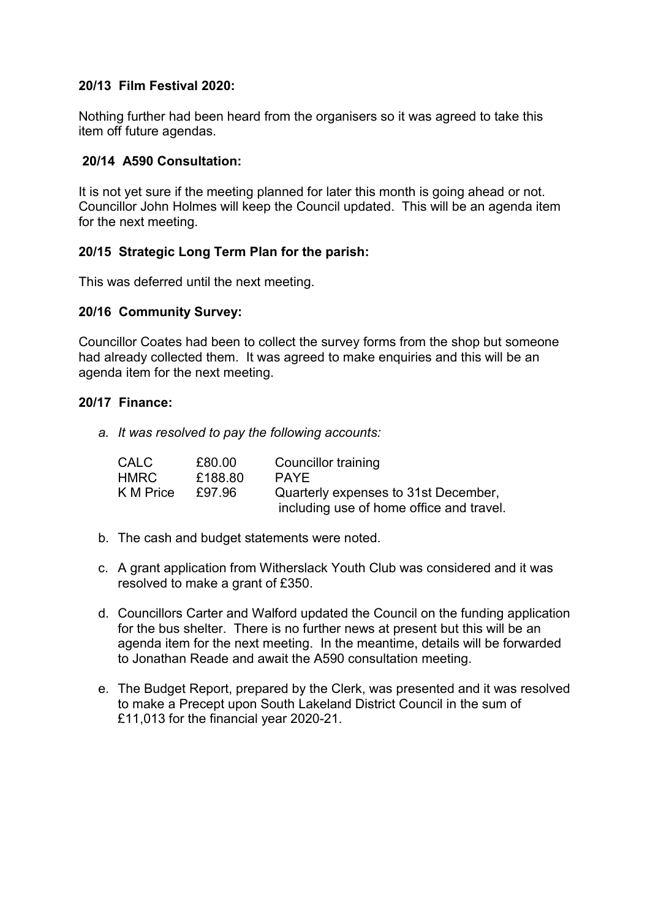### 20/13 Film Festival 2020:

Nothing further had been heard from the organisers so it was agreed to take this item off future agendas.

### 20/14 A590 Consultation:

It is not yet sure if the meeting planned for later this month is going ahead or not. Councillor John Holmes will keep the Council updated. This will be an agenda item for the next meeting.

### 20/15 Strategic Long Term Plan for the parish:

This was deferred until the next meeting.

### 20/16 Community Survey:

Councillor Coates had been to collect the survey forms from the shop but someone had already collected them. It was agreed to make enquiries and this will be an agenda item for the next meeting.

### 20/17 Finance:

a. *It was resolved to pay the following accounts:*

| | | |
|---|---|---|
| CALC | £80.00 | Councillor training |
| HMRC | £188.80 | PAYE |
| K M Price | £97.96 | Quarterly expenses to 31st December, including use of home office and travel. |

b. The cash and budget statements were noted.

c. A grant application from Witherslack Youth Club was considered and it was resolved to make a grant of £350.

d. Councillors Carter and Walford updated the Council on the funding application for the bus shelter. There is no further news at present but this will be an agenda item for the next meeting. In the meantime, details will be forwarded to Jonathan Reade and await the A590 consultation meeting.

e. The Budget Report, prepared by the Clerk, was presented and it was resolved to make a Precept upon South Lakeland District Council in the sum of £11,013 for the financial year 2020-21.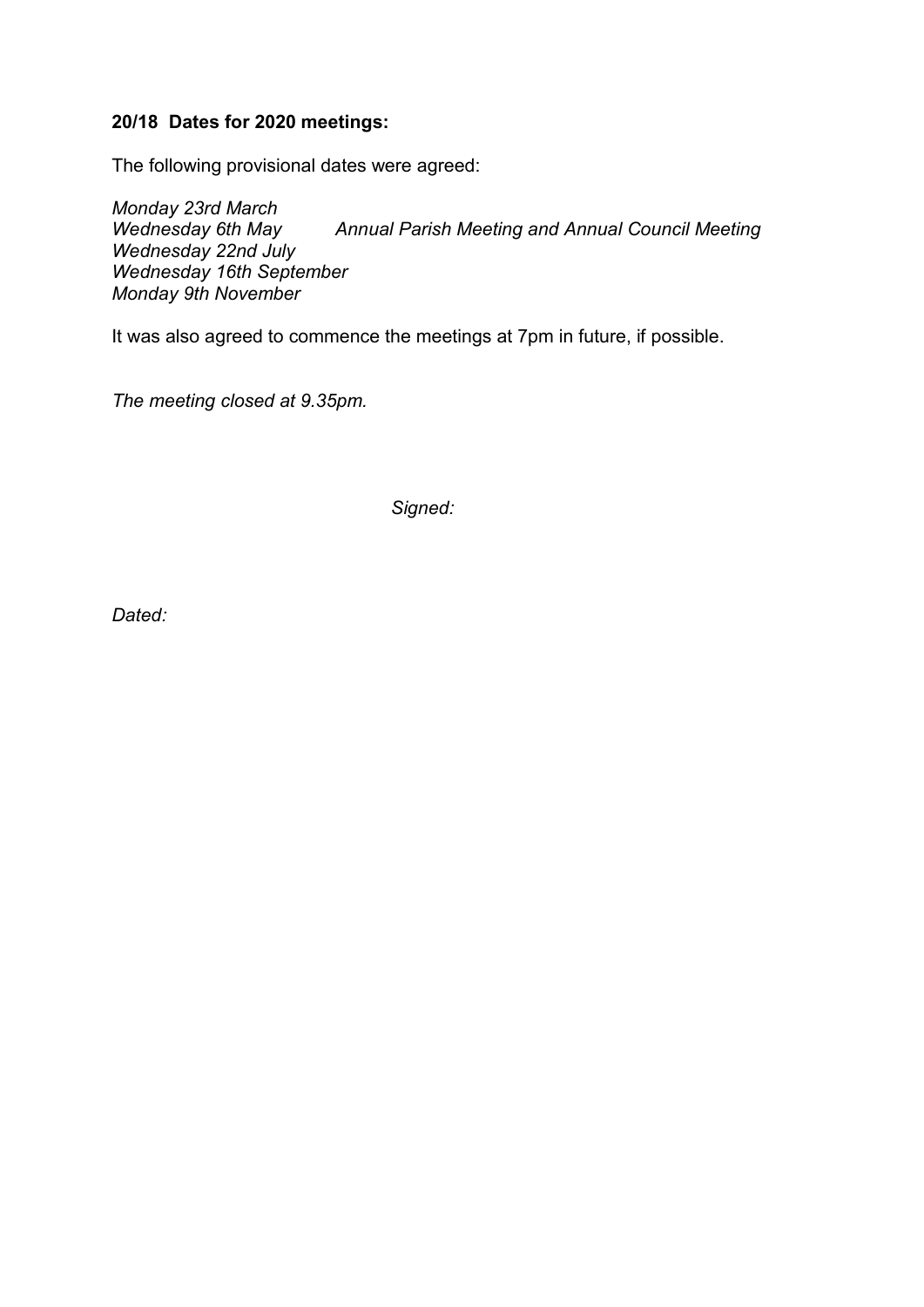**20/18 Dates for 2020 meetings:**

The following provisional dates were agreed:

*Monday 23rd March*
*Wednesday 6th May* *Annual Parish Meeting and Annual Council Meeting*
*Wednesday 22nd July*
*Wednesday 16th September*
*Monday 9th November*

It was also agreed to commence the meetings at 7pm in future, if possible.

*The meeting closed at 9.35pm.*

*Signed:*

*Dated:*